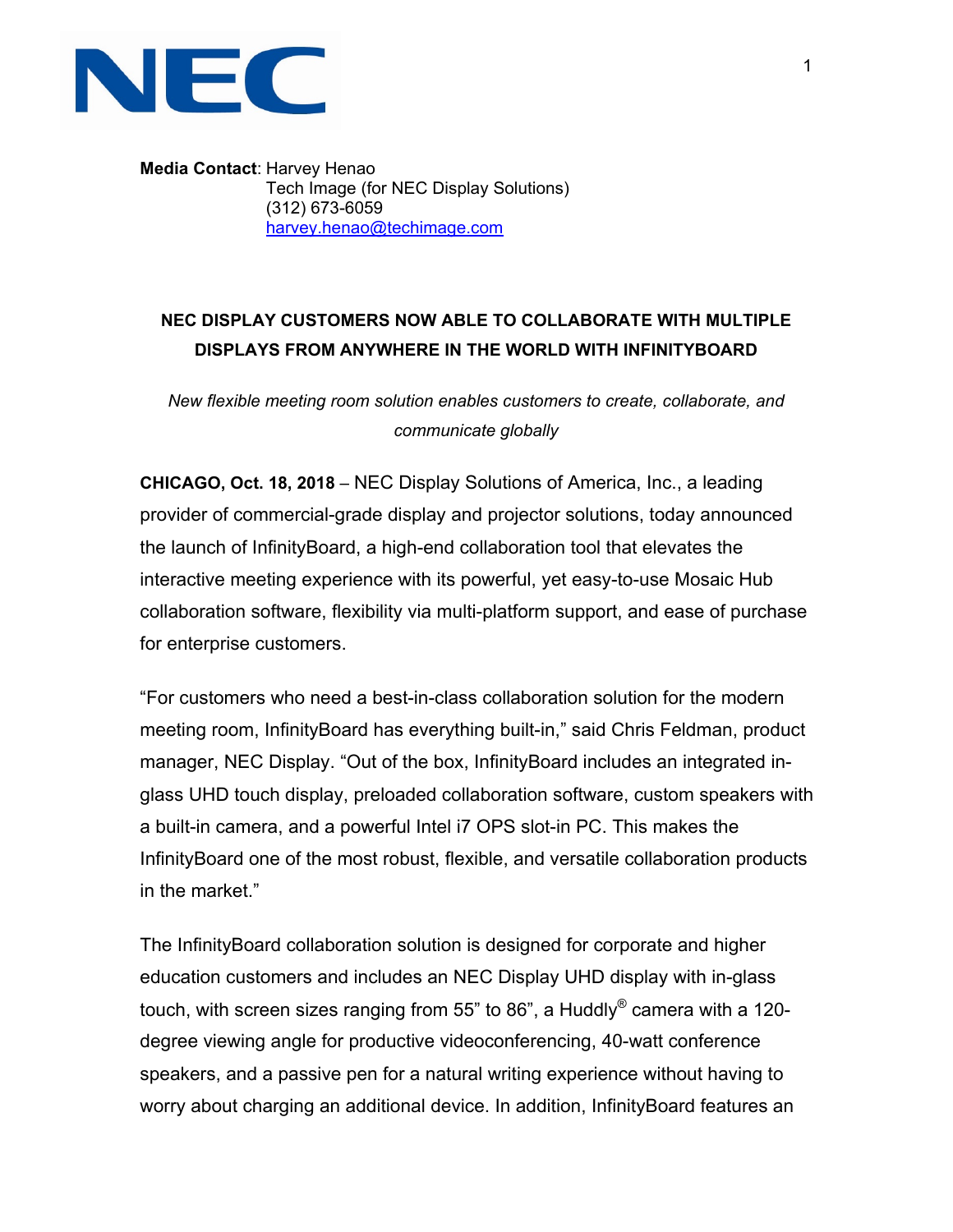**Media Contact**: Harvey Henao
Tech Image (for NEC Display Solutions)
(312) 673-6059
harvey.henao@techimage.com

# NEC DISPLAY CUSTOMERS NOW ABLE TO COLLABORATE WITH MULTIPLE DISPLAYS FROM ANYWHERE IN THE WORLD WITH INFINITYBOARD

*New flexible meeting room solution enables customers to create, collaborate, and communicate globally*

**CHICAGO, Oct. 18, 2018** – NEC Display Solutions of America, Inc., a leading provider of commercial-grade display and projector solutions, today announced the launch of InfinityBoard, a high-end collaboration tool that elevates the interactive meeting experience with its powerful, yet easy-to-use Mosaic Hub collaboration software, flexibility via multi-platform support, and ease of purchase for enterprise customers.

"For customers who need a best-in-class collaboration solution for the modern meeting room, InfinityBoard has everything built-in," said Chris Feldman, product manager, NEC Display. "Out of the box, InfinityBoard includes an integrated in-glass UHD touch display, preloaded collaboration software, custom speakers with a built-in camera, and a powerful Intel i7 OPS slot-in PC. This makes the InfinityBoard one of the most robust, flexible, and versatile collaboration products in the market."

The InfinityBoard collaboration solution is designed for corporate and higher education customers and includes an NEC Display UHD display with in-glass touch, with screen sizes ranging from 55" to 86", a Huddly® camera with a 120-degree viewing angle for productive videoconferencing, 40-watt conference speakers, and a passive pen for a natural writing experience without having to worry about charging an additional device. In addition, InfinityBoard features an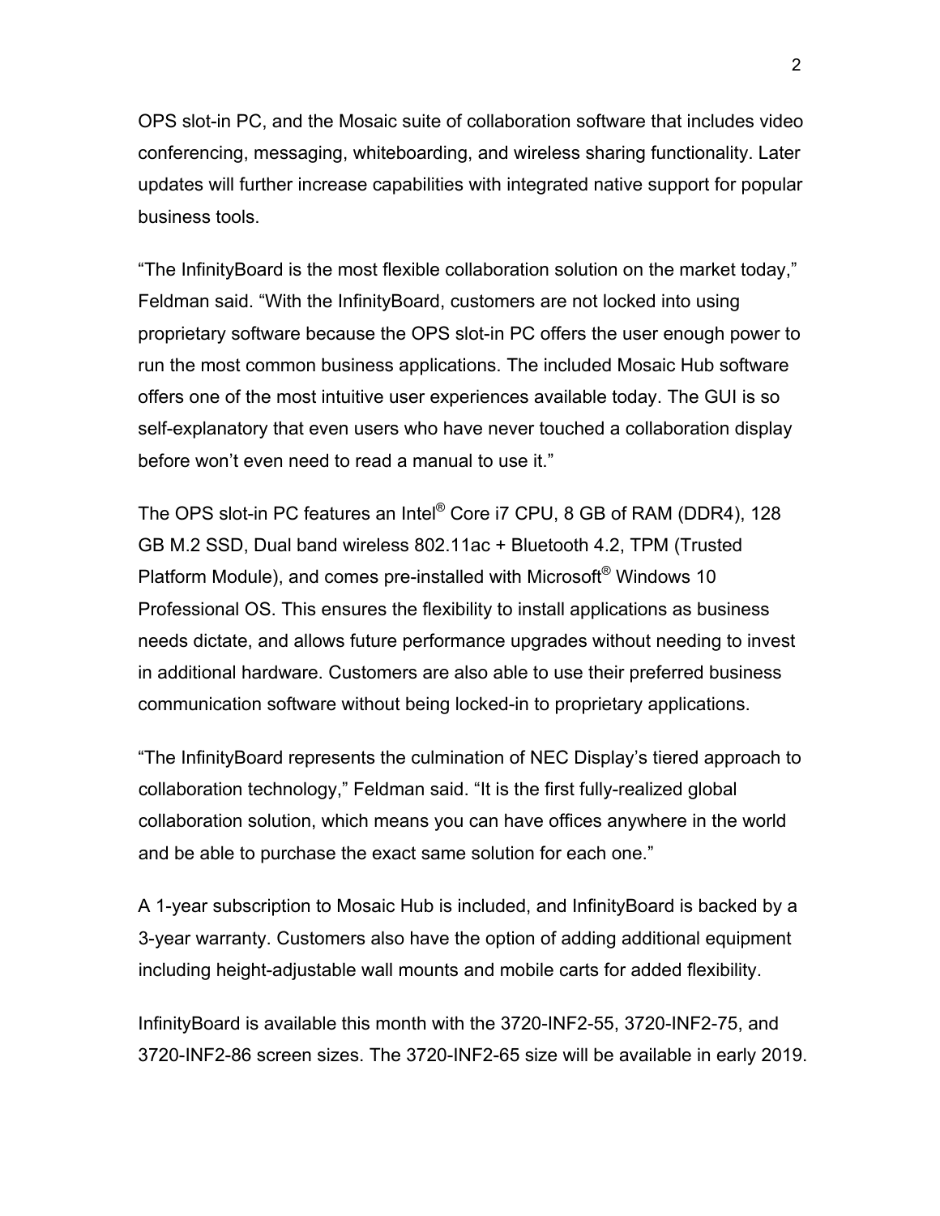OPS slot-in PC, and the Mosaic suite of collaboration software that includes video conferencing, messaging, whiteboarding, and wireless sharing functionality. Later updates will further increase capabilities with integrated native support for popular business tools.

"The InfinityBoard is the most flexible collaboration solution on the market today," Feldman said. "With the InfinityBoard, customers are not locked into using proprietary software because the OPS slot-in PC offers the user enough power to run the most common business applications. The included Mosaic Hub software offers one of the most intuitive user experiences available today. The GUI is so self-explanatory that even users who have never touched a collaboration display before won't even need to read a manual to use it."

The OPS slot-in PC features an Intel® Core i7 CPU, 8 GB of RAM (DDR4), 128 GB M.2 SSD, Dual band wireless 802.11ac + Bluetooth 4.2, TPM (Trusted Platform Module), and comes pre-installed with Microsoft® Windows 10 Professional OS. This ensures the flexibility to install applications as business needs dictate, and allows future performance upgrades without needing to invest in additional hardware. Customers are also able to use their preferred business communication software without being locked-in to proprietary applications.

"The InfinityBoard represents the culmination of NEC Display's tiered approach to collaboration technology," Feldman said. "It is the first fully-realized global collaboration solution, which means you can have offices anywhere in the world and be able to purchase the exact same solution for each one."

A 1-year subscription to Mosaic Hub is included, and InfinityBoard is backed by a 3-year warranty. Customers also have the option of adding additional equipment including height-adjustable wall mounts and mobile carts for added flexibility.

InfinityBoard is available this month with the 3720-INF2-55, 3720-INF2-75, and 3720-INF2-86 screen sizes. The 3720-INF2-65 size will be available in early 2019.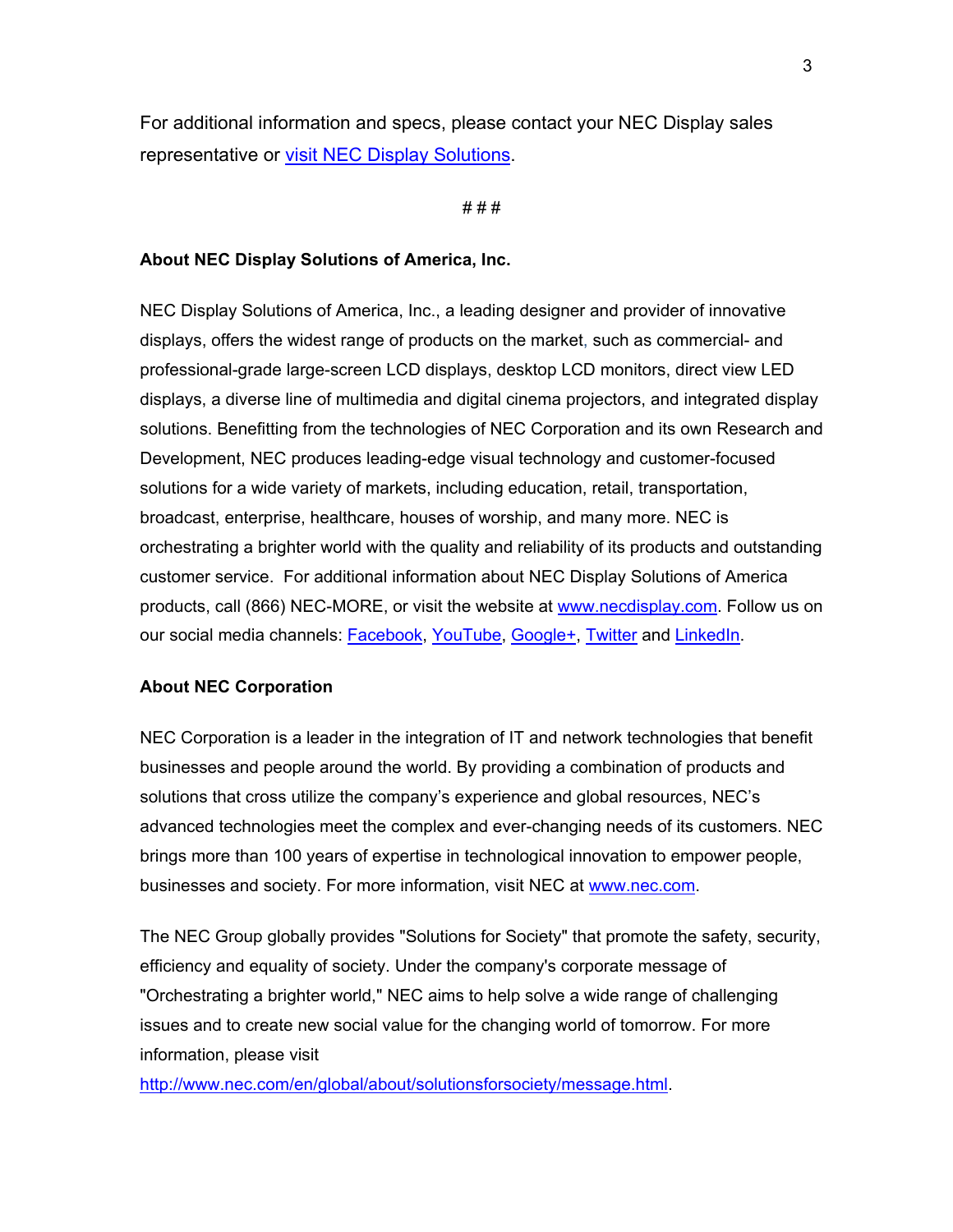For additional information and specs, please contact your NEC Display sales representative or visit NEC Display Solutions.

# # #

**About NEC Display Solutions of America, Inc.**

NEC Display Solutions of America, Inc., a leading designer and provider of innovative displays, offers the widest range of products on the market, such as commercial- and professional-grade large-screen LCD displays, desktop LCD monitors, direct view LED displays, a diverse line of multimedia and digital cinema projectors, and integrated display solutions. Benefitting from the technologies of NEC Corporation and its own Research and Development, NEC produces leading-edge visual technology and customer-focused solutions for a wide variety of markets, including education, retail, transportation, broadcast, enterprise, healthcare, houses of worship, and many more. NEC is orchestrating a brighter world with the quality and reliability of its products and outstanding customer service. For additional information about NEC Display Solutions of America products, call (866) NEC-MORE, or visit the website at www.necdisplay.com. Follow us on our social media channels: Facebook, YouTube, Google+, Twitter and LinkedIn.

**About NEC Corporation**

NEC Corporation is a leader in the integration of IT and network technologies that benefit businesses and people around the world. By providing a combination of products and solutions that cross utilize the company's experience and global resources, NEC's advanced technologies meet the complex and ever-changing needs of its customers. NEC brings more than 100 years of expertise in technological innovation to empower people, businesses and society. For more information, visit NEC at www.nec.com.

The NEC Group globally provides "Solutions for Society" that promote the safety, security, efficiency and equality of society. Under the company's corporate message of "Orchestrating a brighter world," NEC aims to help solve a wide range of challenging issues and to create new social value for the changing world of tomorrow. For more information, please visit http://www.nec.com/en/global/about/solutionsforsociety/message.html.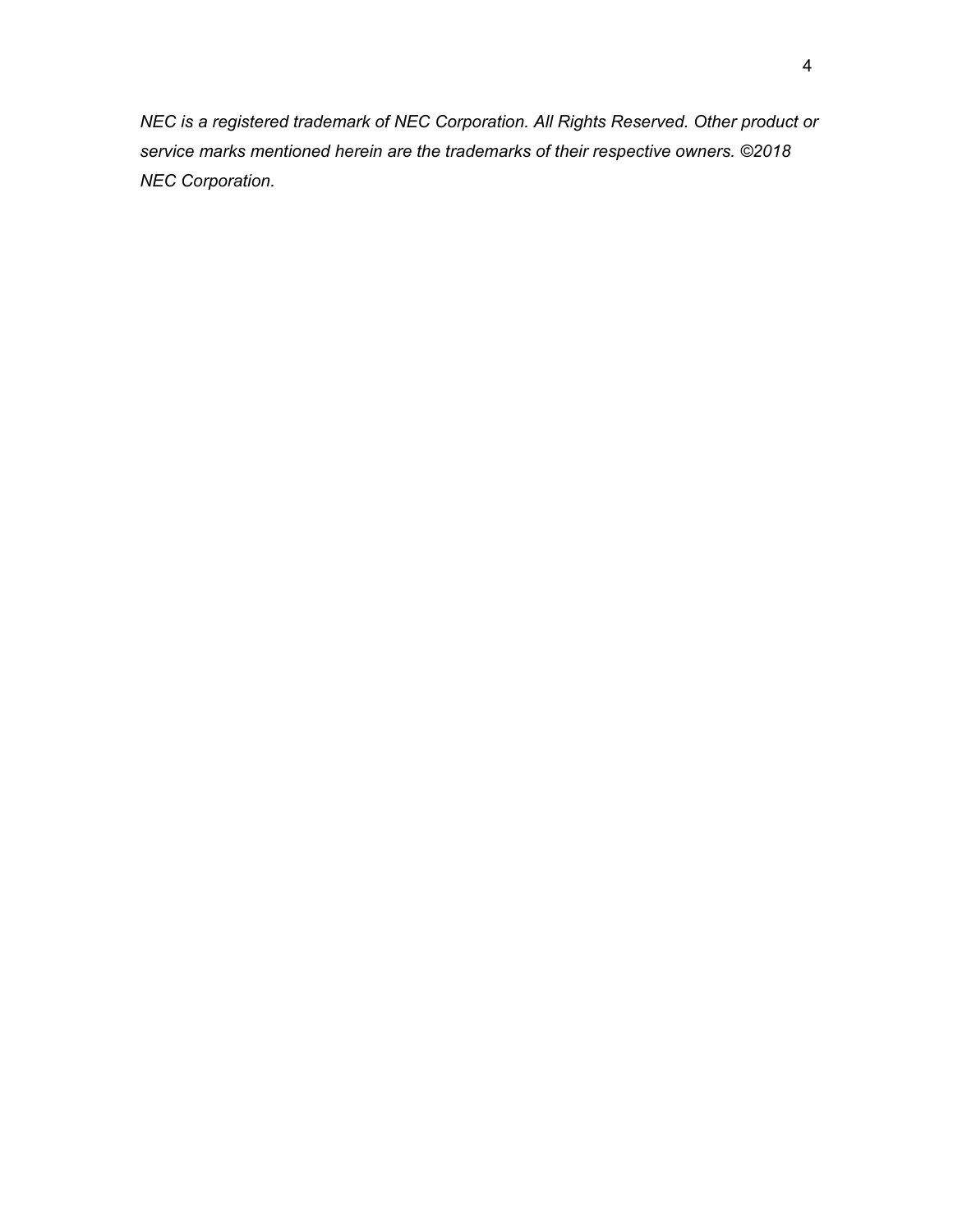*NEC is a registered trademark of NEC Corporation. All Rights Reserved. Other product or service marks mentioned herein are the trademarks of their respective owners. ©2018 NEC Corporation.*